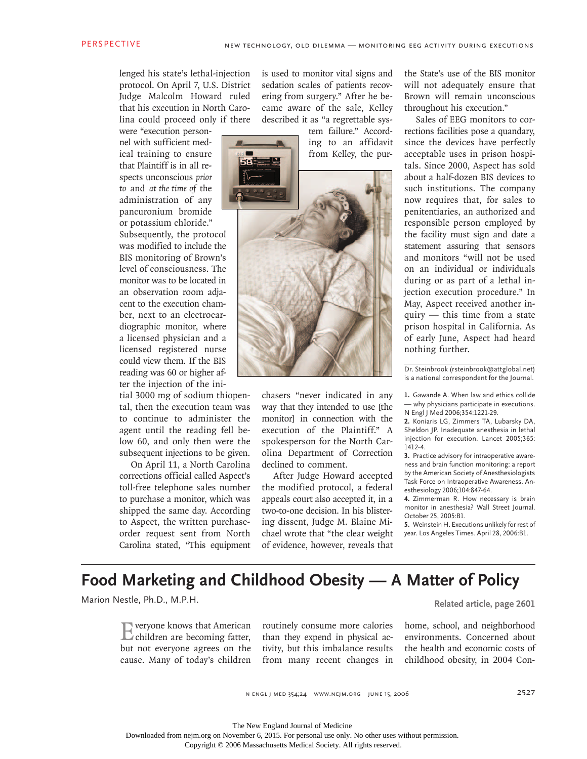lenged his state's lethal-injection protocol. On April 7, U.S. District Judge Malcolm Howard ruled that his execution in North Carolina could proceed only if there were "execution personnel with sufficient medical training to ensure that Plaintiff is in all respects unconscious *prior to* and *at the time of* the administration of any pancuronium bromide or potassium chloride." Subsequently, the protocol was modified to include the BIS monitoring of Brown's level of consciousness. The monitor was to be located in an observation room adjacent to the execution chamber, next to an electrocardiographic monitor, where a licensed physician and a licensed registered nurse could view them. If the BIS reading was 60 or higher after the injection of the initial 3000 mg of sodium thiopental, then the execution team was to continue to administer the agent until the reading fell below 60, and only then were the subsequent injections to be given.

On April 11, a North Carolina corrections official called Aspect's toll-free telephone sales number to purchase a monitor, which was shipped the same day. According to Aspect, the written purchase-order request sent from North Carolina stated, "This equipment is used to monitor vital signs and sedation scales of patients recovering from surgery." After he became aware of the sale, Kelley described it as "a regrettable system failure." According to an affidavit from Kelley, the purchasers "never indicated in any way that they intended to use [the monitor] in connection with the execution of the Plaintiff." A spokesperson for the North Carolina Department of Correction declined to comment.

After Judge Howard accepted the modified protocol, a federal appeals court also accepted it, in a two-to-one decision. In his blistering dissent, Judge M. Blaine Michael wrote that "the clear weight of evidence, however, reveals that the State's use of the BIS monitor will not adequately ensure that Brown will remain unconscious throughout his execution."

Sales of EEG monitors to corrections facilities pose a quandary, since the devices have perfectly acceptable uses in prison hospitals. Since 2000, Aspect has sold about a half-dozen BIS devices to such institutions. The company now requires that, for sales to penitentiaries, an authorized and responsible person employed by the facility must sign and date a statement assuring that sensors and monitors "will not be used on an individual or individuals during or as part of a lethal injection execution procedure." In May, Aspect received another inquiry — this time from a state prison hospital in California. As of early June, Aspect had heard nothing further.

Dr. Steinbrook (rsteinbrook@attglobal.net) is a national correspondent for the Journal.

1. Gawande A. When law and ethics collide — why physicians participate in executions. N Engl J Med 2006;354:1221-29.
2. Koniaris LG, Zimmers TA, Lubarsky DA, Sheldon JP. Inadequate anesthesia in lethal injection for execution. Lancet 2005;365:1412-4.
3. Practice advisory for intraoperative awareness and brain function monitoring: a report by the American Society of Anesthesiologists Task Force on Intraoperative Awareness. Anesthesiology 2006;104:847-64.
4. Zimmerman R. How necessary is brain monitor in anesthesia? Wall Street Journal. October 25, 2005:B1.
5. Weinstein H. Executions unlikely for rest of year. Los Angeles Times. April 28, 2006:B1.

# Food Marketing and Childhood Obesity — A Matter of Policy

Marion Nestle, Ph.D., M.P.H.

**Related article, page 2601**

Everyone knows that American children are becoming fatter, but not everyone agrees on the cause. Many of today's children routinely consume more calories than they expend in physical activity, but this imbalance results from many recent changes in home, school, and neighborhood environments. Concerned about the health and economic costs of childhood obesity, in 2004 Con-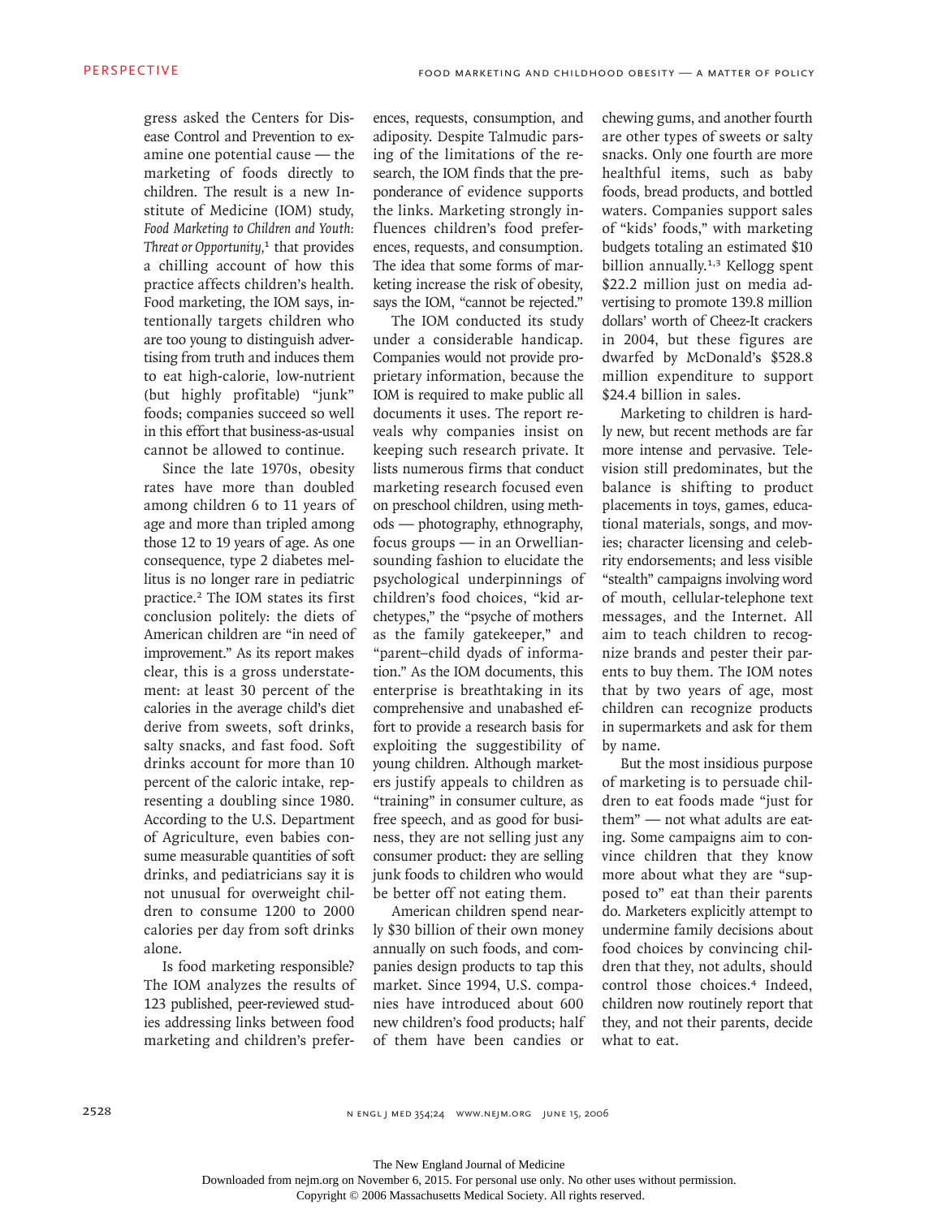gress asked the Centers for Disease Control and Prevention to examine one potential cause — the marketing of foods directly to children. The result is a new Institute of Medicine (IOM) study, *Food Marketing to Children and Youth: Threat or Opportunity*,[1] that provides a chilling account of how this practice affects children's health. Food marketing, the IOM says, intentionally targets children who are too young to distinguish advertising from truth and induces them to eat high-calorie, low-nutrient (but highly profitable) "junk" foods; companies succeed so well in this effort that business-as-usual cannot be allowed to continue.

Since the late 1970s, obesity rates have more than doubled among children 6 to 11 years of age and more than tripled among those 12 to 19 years of age. As one consequence, type 2 diabetes mellitus is no longer rare in pediatric practice.[2] The IOM states its first conclusion politely: the diets of American children are "in need of improvement." As its report makes clear, this is a gross understatement: at least 30 percent of the calories in the average child's diet derive from sweets, soft drinks, salty snacks, and fast food. Soft drinks account for more than 10 percent of the caloric intake, representing a doubling since 1980. According to the U.S. Department of Agriculture, even babies consume measurable quantities of soft drinks, and pediatricians say it is not unusual for overweight children to consume 1200 to 2000 calories per day from soft drinks alone.

Is food marketing responsible? The IOM analyzes the results of 123 published, peer-reviewed studies addressing links between food marketing and children's preferences, requests, consumption, and adiposity. Despite Talmudic parsing of the limitations of the research, the IOM finds that the preponderance of evidence supports the links. Marketing strongly influences children's food preferences, requests, and consumption. The idea that some forms of marketing increase the risk of obesity, says the IOM, "cannot be rejected."

The IOM conducted its study under a considerable handicap. Companies would not provide proprietary information, because the IOM is required to make public all documents it uses. The report reveals why companies insist on keeping such research private. It lists numerous firms that conduct marketing research focused even on preschool children, using methods — photography, ethnography, focus groups — in an Orwellian-sounding fashion to elucidate the psychological underpinnings of children's food choices, "kid archetypes," the "psyche of mothers as the family gatekeeper," and "parent–child dyads of information." As the IOM documents, this enterprise is breathtaking in its comprehensive and unabashed effort to provide a research basis for exploiting the suggestibility of young children. Although marketers justify appeals to children as "training" in consumer culture, as free speech, and as good for business, they are not selling just any consumer product: they are selling junk foods to children who would be better off not eating them.

American children spend nearly $30 billion of their own money annually on such foods, and companies design products to tap this market. Since 1994, U.S. companies have introduced about 600 new children's food products; half of them have been candies or chewing gums, and another fourth are other types of sweets or salty snacks. Only one fourth are more healthful items, such as baby foods, bread products, and bottled waters. Companies support sales of "kids' foods," with marketing budgets totaling an estimated $10 billion annually.[1,3] Kellogg spent $22.2 million just on media advertising to promote 139.8 million dollars' worth of Cheez-It crackers in 2004, but these figures are dwarfed by McDonald's $528.8 million expenditure to support $24.4 billion in sales.

Marketing to children is hardly new, but recent methods are far more intense and pervasive. Television still predominates, but the balance is shifting to product placements in toys, games, educational materials, songs, and movies; character licensing and celebrity endorsements; and less visible "stealth" campaigns involving word of mouth, cellular-telephone text messages, and the Internet. All aim to teach children to recognize brands and pester their parents to buy them. The IOM notes that by two years of age, most children can recognize products in supermarkets and ask for them by name.

But the most insidious purpose of marketing is to persuade children to eat foods made "just for them" — not what adults are eating. Some campaigns aim to convince children that they know more about what they are "supposed to" eat than their parents do. Marketers explicitly attempt to undermine family decisions about food choices by convincing children that they, not adults, should control those choices.[4] Indeed, children now routinely report that they, and not their parents, decide what to eat.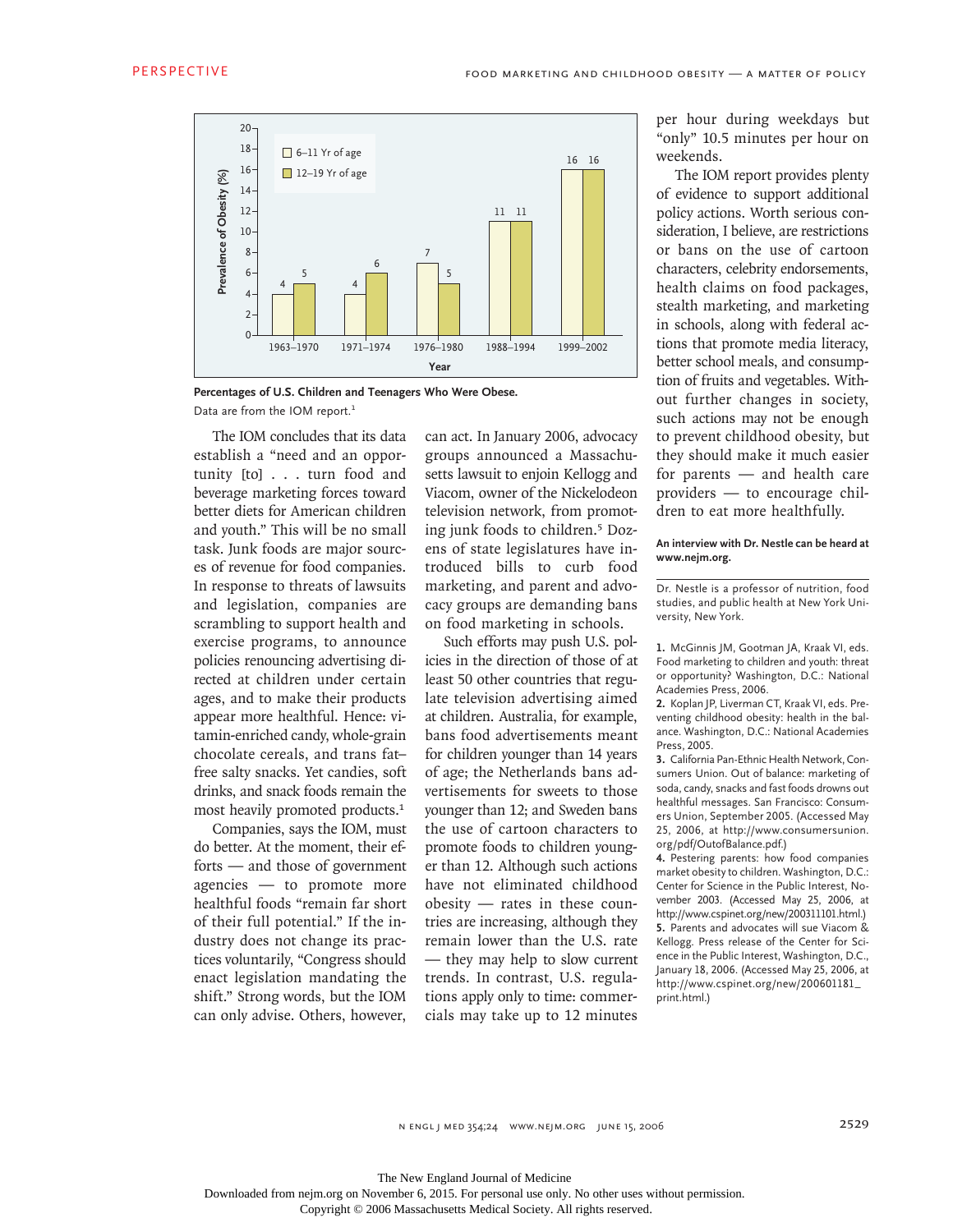20
18
16
14
12
10
8
6
4
2
0

Prevalence of Obesity (%)

6–11 Yr of age

12–19 Yr of age

4 5 4 6 7 5 11 11 16 16

1963–1970 1971–1974 1976–1980 1988–1994 1999–2002

Year

**Percentages of U.S. Children and Teenagers Who Were Obese.**
Data are from the IOM report.[1]

The IOM concludes that its data establish a "need and an opportunity [to] . . . turn food and beverage marketing forces toward better diets for American children and youth." This will be no small task. Junk foods are major sources of revenue for food companies. In response to threats of lawsuits and legislation, companies are scrambling to support health and exercise programs, to announce policies renouncing advertising directed at children under certain ages, and to make their products appear more healthful. Hence: vitamin-enriched candy, whole-grain chocolate cereals, and trans fat–free salty snacks. Yet candies, soft drinks, and snack foods remain the most heavily promoted products.[1]

Companies, says the IOM, must do better. At the moment, their efforts — and those of government agencies — to promote more healthful foods "remain far short of their full potential." If the industry does not change its practices voluntarily, "Congress should enact legislation mandating the shift." Strong words, but the IOM can only advise. Others, however, can act. In January 2006, advocacy groups announced a Massachusetts lawsuit to enjoin Kellogg and Viacom, owner of the Nickelodeon television network, from promoting junk foods to children.[5] Dozens of state legislatures have introduced bills to curb food marketing, and parent and advocacy groups are demanding bans on food marketing in schools.

Such efforts may push U.S. policies in the direction of those of at least 50 other countries that regulate television advertising aimed at children. Australia, for example, bans food advertisements meant for children younger than 14 years of age; the Netherlands bans advertisements for sweets to those younger than 12; and Sweden bans the use of cartoon characters to promote foods to children younger than 12. Although such actions have not eliminated childhood obesity — rates in these countries are increasing, although they remain lower than the U.S. rate — they may help to slow current trends. In contrast, U.S. regulations apply only to time: commercials may take up to 12 minutes per hour during weekdays but "only" 10.5 minutes per hour on weekends.

The IOM report provides plenty of evidence to support additional policy actions. Worth serious consideration, I believe, are restrictions or bans on the use of cartoon characters, celebrity endorsements, health claims on food packages, stealth marketing, and marketing in schools, along with federal actions that promote media literacy, better school meals, and consumption of fruits and vegetables. Without further changes in society, such actions may not be enough to prevent childhood obesity, but they should make it much easier for parents — and health care providers — to encourage children to eat more healthfully.

**An interview with Dr. Nestle can be heard at www.nejm.org.**

Dr. Nestle is a professor of nutrition, food studies, and public health at New York University, New York.

1. McGinnis JM, Gootman JA, Kraak VI, eds. Food marketing to children and youth: threat or opportunity? Washington, D.C.: National Academies Press, 2006.
2. Koplan JP, Liverman CT, Kraak VI, eds. Preventing childhood obesity: health in the balance. Washington, D.C.: National Academies Press, 2005.
3. California Pan-Ethnic Health Network, Consumers Union. Out of balance: marketing of soda, candy, snacks and fast foods drowns out healthful messages. San Francisco: Consumers Union, September 2005. (Accessed May 25, 2006, at http://www.consumersunion.org/pdf/OutofBalance.pdf.)
4. Pestering parents: how food companies market obesity to children. Washington, D.C.: Center for Science in the Public Interest, November 2003. (Accessed May 25, 2006, at http://www.cspinet.org/new/200311101.html.)
5. Parents and advocates will sue Viacom & Kellogg. Press release of the Center for Science in the Public Interest, Washington, D.C., January 18, 2006. (Accessed May 25, 2006, at http://www.cspinet.org/new/200601181_print.html.)